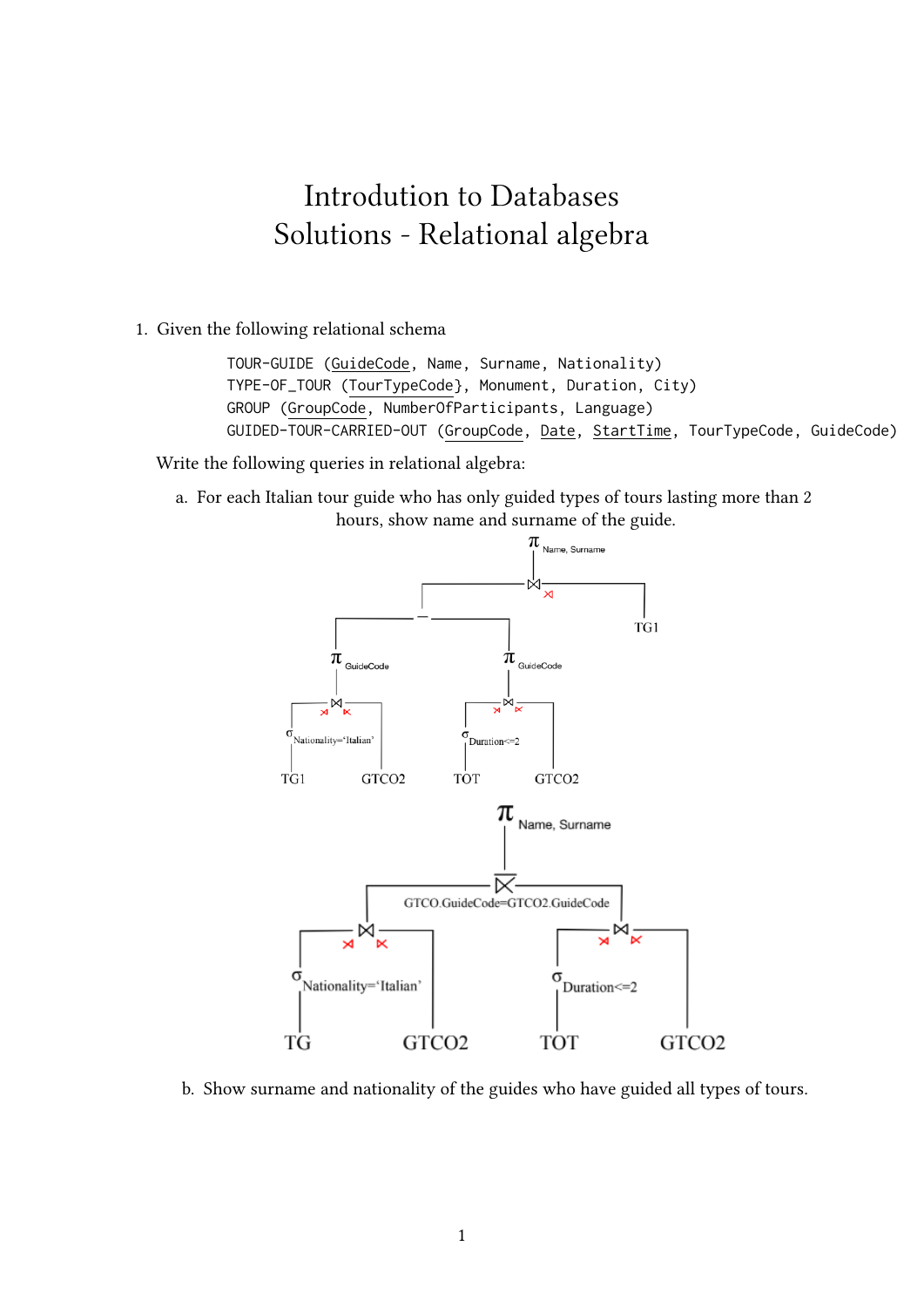# Introdution to Databases
# Solutions - Relational algebra

1. Given the following relational schema

   ```
   TOUR-GUIDE (GuideCode, Name, Surname, Nationality)
   TYPE-OF_TOUR (TourTypeCode}, Monument, Duration, City)
   GROUP (GroupCode, NumberOfParticipants, Language)
   GUIDED-TOUR-CARRIED-OUT (GroupCode, Date, StartTime, TourTypeCode, GuideCode)
   ```

   Write the following queries in relational algebra:

   a. For each Italian tour guide who has only guided types of tours lasting more than 2 hours, show name and surname of the guide.

   π Name, Surname

   ⋈

   −

   π GuideCode

   ⋈

   σ Nationality='Italian'

   TG1

   GTCO2

   π GuideCode

   ⋈

   σ Duration<=2

   TOT

   GTCO2

   TG1

   π Name, Surname

   GTCO.GuideCode=GTCO2.GuideCode

   ⋈

   σ Nationality='Italian'

   TG

   GTCO2

   ⋈

   σ Duration<=2

   TOT

   GTCO2

   b. Show surname and nationality of the guides who have guided all types of tours.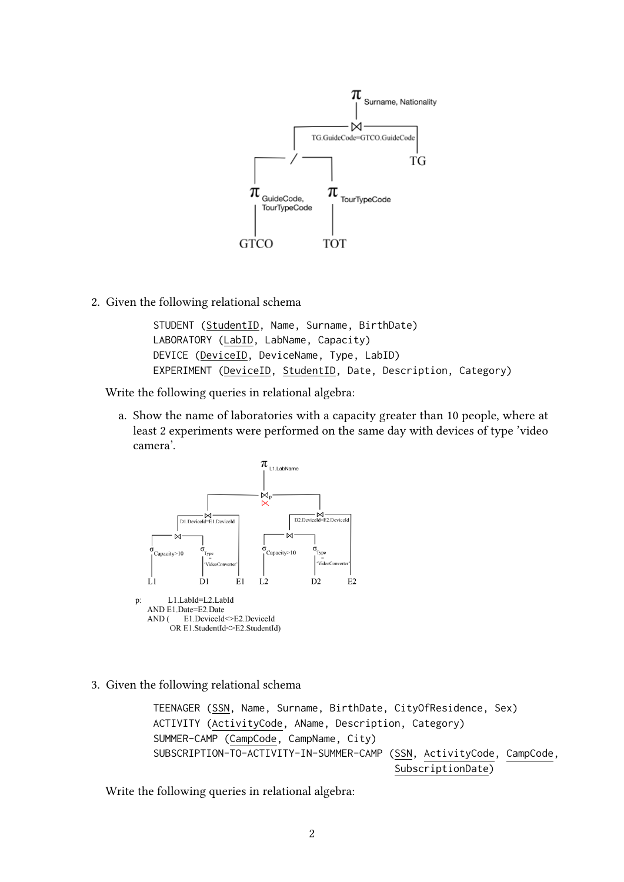2. Given the following relational schema

```
STUDENT (StudentID, Name, Surname, BirthDate)
LABORATORY (LabID, LabName, Capacity)
DEVICE (DeviceID, DeviceName, Type, LabID)
EXPERIMENT (DeviceID, StudentID, Date, Description, Category)
```

Write the following queries in relational algebra:

a. Show the name of laboratories with a capacity greater than 10 people, where at least 2 experiments were performed on the same day with devices of type 'video camera'.

3. Given the following relational schema

```
TEENAGER (SSN, Name, Surname, BirthDate, CityOfResidence, Sex)
ACTIVITY (ActivityCode, AName, Description, Category)
SUMMER-CAMP (CampCode, CampName, City)
SUBSCRIPTION-TO-ACTIVITY-IN-SUMMER-CAMP (SSN, ActivityCode, CampCode,
                                         SubscriptionDate)
```

Write the following queries in relational algebra: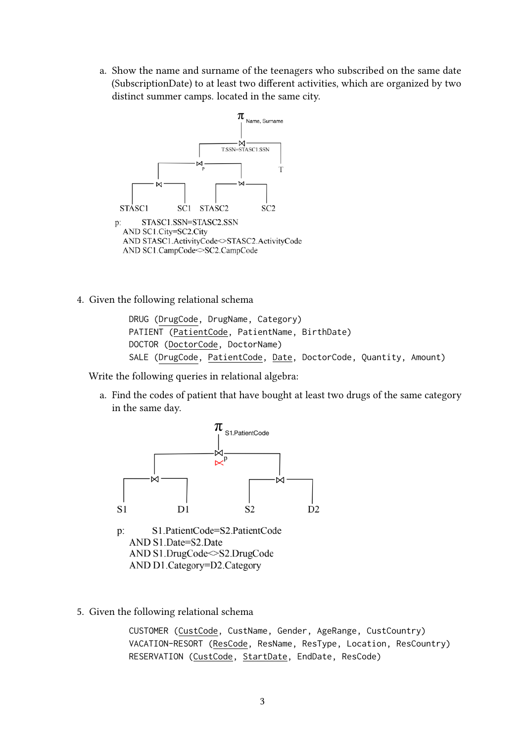a. Show the name and surname of the teenagers who subscribed on the same date (SubscriptionDate) to at least two different activities, which are organized by two distinct summer camps. located in the same city.

$\pi$ Name, Surname

⋈ T.SSN=STASC1.SSN

⋈ p

⋈ ⋈ T

STASC1 SC1 STASC2 SC2

p: STASC1.SSN=STASC2.SSN
AND SC1.City=SC2.City
AND STASC1.ActivityCode<>STASC2.ActivityCode
AND SC1.CampCode<>SC2.CampCode

4. Given the following relational schema

```
DRUG (DrugCode, DrugName, Category)
PATIENT (PatientCode, PatientName, BirthDate)
DOCTOR (DoctorCode, DoctorName)
SALE (DrugCode, PatientCode, Date, DoctorCode, Quantity, Amount)
```

Write the following queries in relational algebra:

a. Find the codes of patient that have bought at least two drugs of the same category in the same day.

$\pi$ S1.PatientCode

⋈ p

⋈ ⋈

S1 D1 S2 D2

p: S1.PatientCode=S2.PatientCode
AND S1.Date=S2.Date
AND S1.DrugCode<>S2.DrugCode
AND D1.Category=D2.Category

5. Given the following relational schema

```
CUSTOMER (CustCode, CustName, Gender, AgeRange, CustCountry)
VACATION-RESORT (ResCode, ResName, ResType, Location, ResCountry)
RESERVATION (CustCode, StartDate, EndDate, ResCode)
```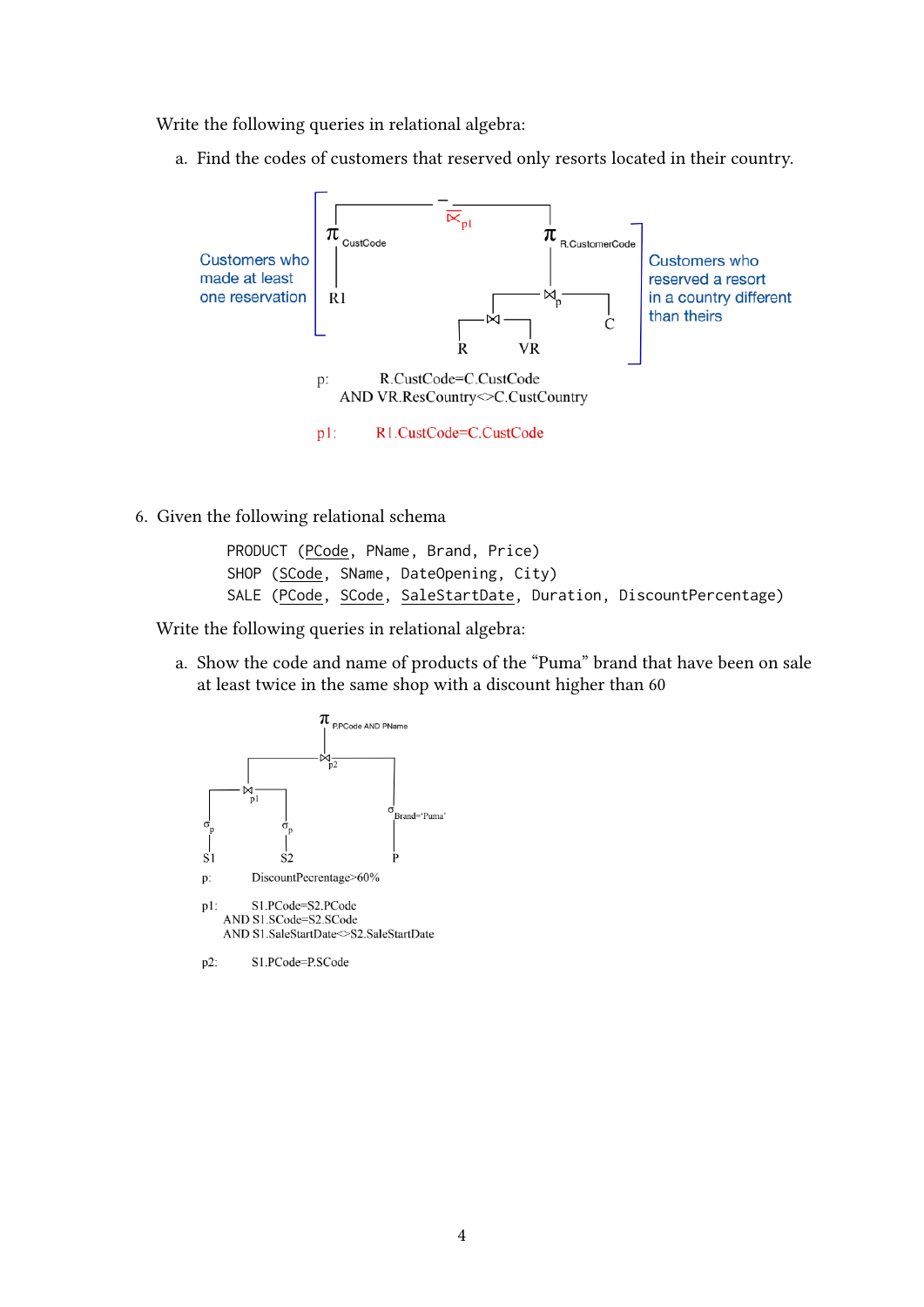Write the following queries in relational algebra:

a. Find the codes of customers that reserved only resorts located in their country.

Customers who made at least one reservation

$\pi$ CustCode

R1

$-$

$\ltimes_{p1}$

$\pi$ R.CustomerCode

$\bowtie_p$

$\bowtie$

R

VR

C

Customers who reserved a resort in a country different than theirs

p: R.CustCode=C.CustCode AND VR.ResCountry<>C.CustCountry

p1: R1.CustCode=C.CustCode

6. Given the following relational schema

```
PRODUCT (PCode, PName, Brand, Price)
SHOP (SCode, SName, DateOpening, City)
SALE (PCode, SCode, SaleStartDate, Duration, DiscountPercentage)
```

Write the following queries in relational algebra:

a. Show the code and name of products of the "Puma" brand that have been on sale at least twice in the same shop with a discount higher than 60

$\pi$ P.PCode AND PName

$\bowtie_{p2}$

$\bowtie_{p1}$

$\sigma_p$

S1

$\sigma_p$

S2

$\sigma$ Brand='Puma'

P

p: DiscountPecrentage>60%

p1: S1.PCode=S2.PCode AND S1.SCode=S2.SCode AND S1.SaleStartDate<>S2.SaleStartDate

p2: S1.PCode=P.SCode